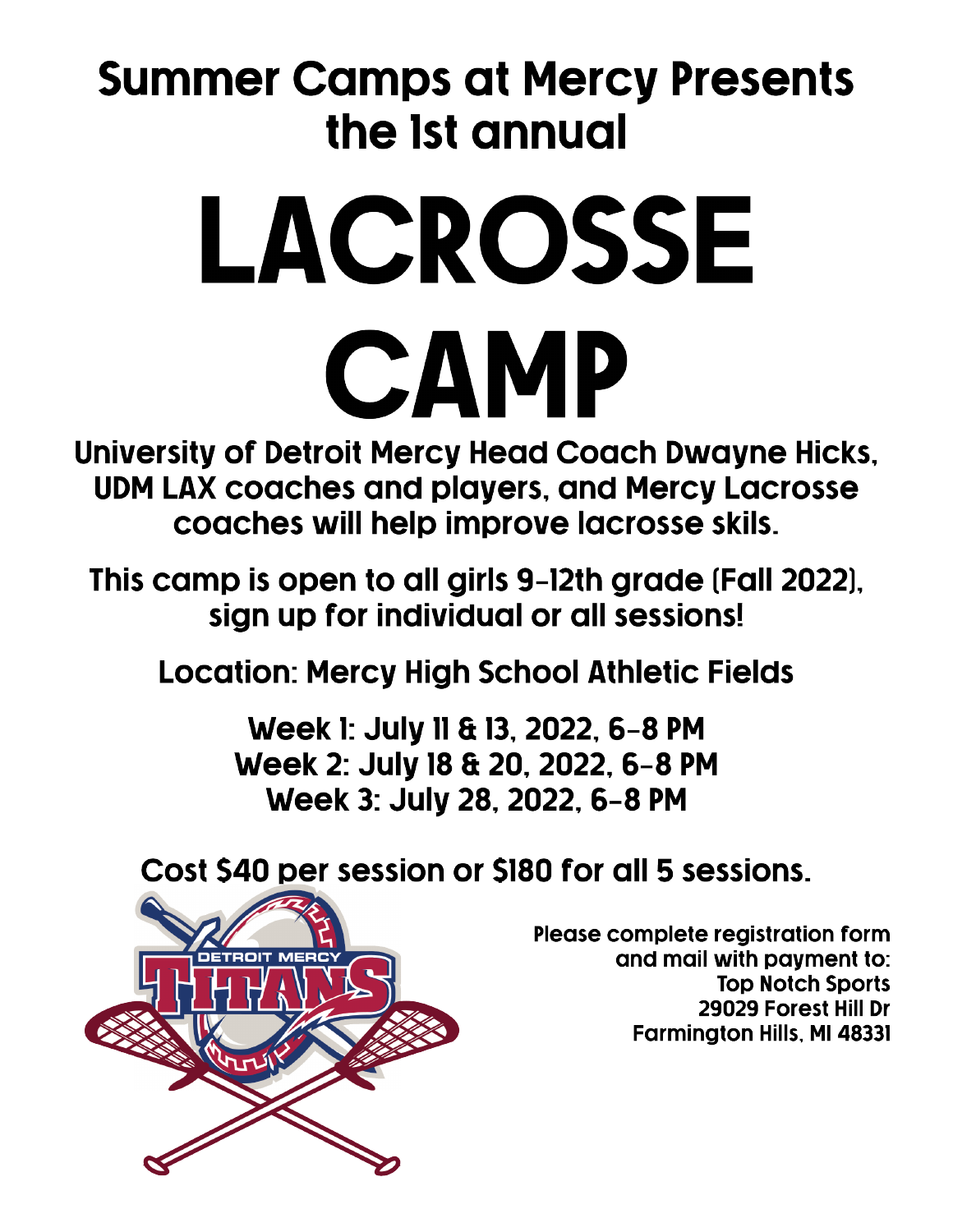## Summer Camps at Mercy Presents the 1st annual

# LACROSSE CAMP

**University of Detroit Mercy Head Coach Dwayne Hicks, UDM LAX coaches and players, and Mercy Lacrosse coaches will help improve lacrosse skils.**

**This camp is open to all girls 9-12th grade (Fall 2022), sign up for individual or all sessions!**

**Location: Mercy High School Athletic Fields**

**Week 1: July 11 & 13, 2022, 6-8 PM**
**Week 2: July 18 & 20, 2022, 6-8 PM**
**Week 3: July 28, 2022, 6-8 PM**

**Cost $40 per session or $180 for all 5 sessions.**

Please complete registration form and mail with payment to:
Top Notch Sports
29029 Forest Hill Dr
Farmington Hills, MI 48331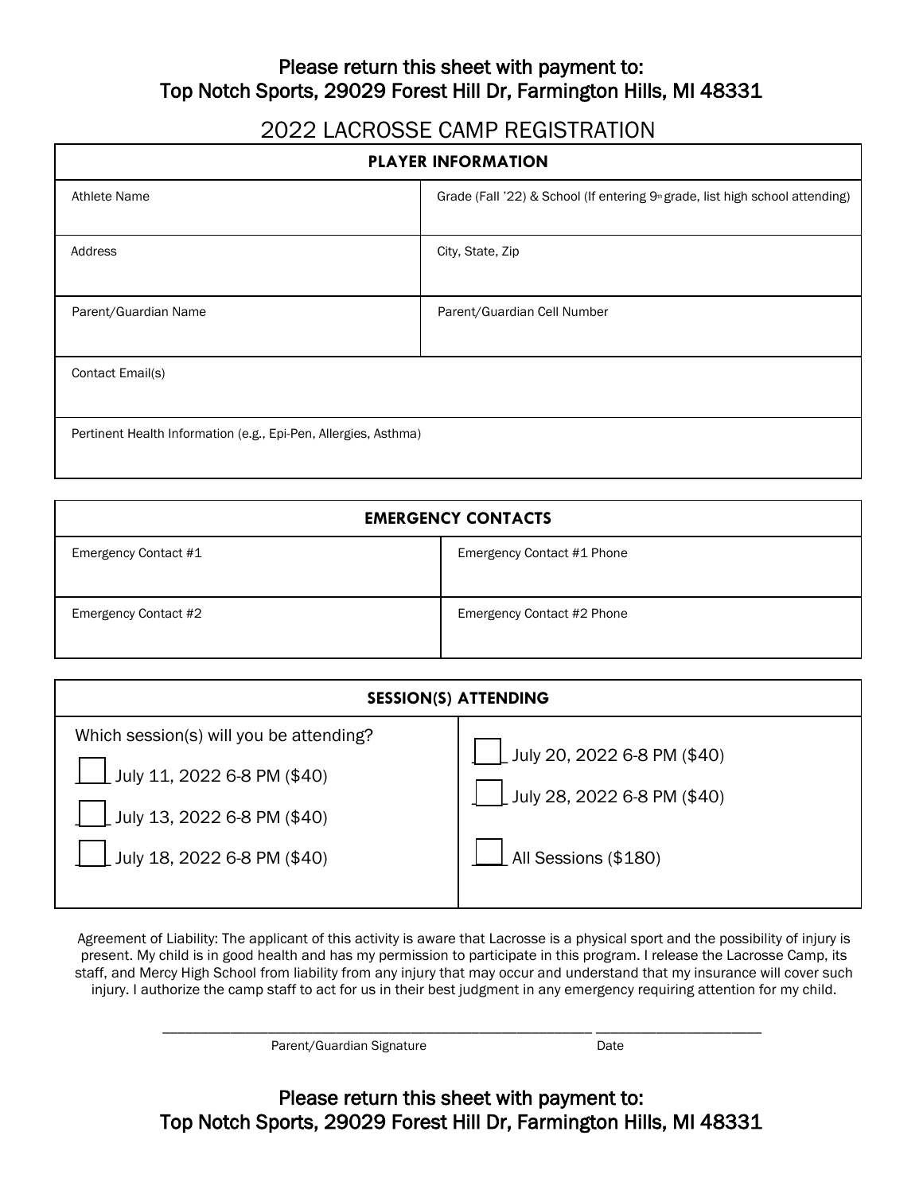Please return this sheet with payment to:
Top Notch Sports, 29029 Forest Hill Dr, Farmington Hills, MI 48331

# 2022 LACROSSE CAMP REGISTRATION

| PLAYER INFORMATION | |
|---|---|
| Athlete Name | Grade (Fall '22) & School (If entering 9th grade, list high school attending) |
| Address | City, State, Zip |
| Parent/Guardian Name | Parent/Guardian Cell Number |
| Contact Email(s) | |
| Pertinent Health Information (e.g., Epi-Pen, Allergies, Asthma) | |

| EMERGENCY CONTACTS | |
|---|---|
| Emergency Contact #1 | Emergency Contact #1 Phone |
| Emergency Contact #2 | Emergency Contact #2 Phone |

| SESSION(S) ATTENDING | |
|---|---|
| Which session(s) will you be attending? | ☐ July 20, 2022 6-8 PM ($40) |
| ☐ July 11, 2022 6-8 PM ($40) | ☐ July 28, 2022 6-8 PM ($40) |
| ☐ July 13, 2022 6-8 PM ($40) | ☐ All Sessions ($180) |
| ☐ July 18, 2022 6-8 PM ($40) | |

Agreement of Liability: The applicant of this activity is aware that Lacrosse is a physical sport and the possibility of injury is present. My child is in good health and has my permission to participate in this program. I release the Lacrosse Camp, its staff, and Mercy High School from liability from any injury that may occur and understand that my insurance will cover such injury. I authorize the camp staff to act for us in their best judgment in any emergency requiring attention for my child.

_______________________________________________ ____________________

Parent/Guardian Signature Date

Please return this sheet with payment to:
Top Notch Sports, 29029 Forest Hill Dr, Farmington Hills, MI 48331